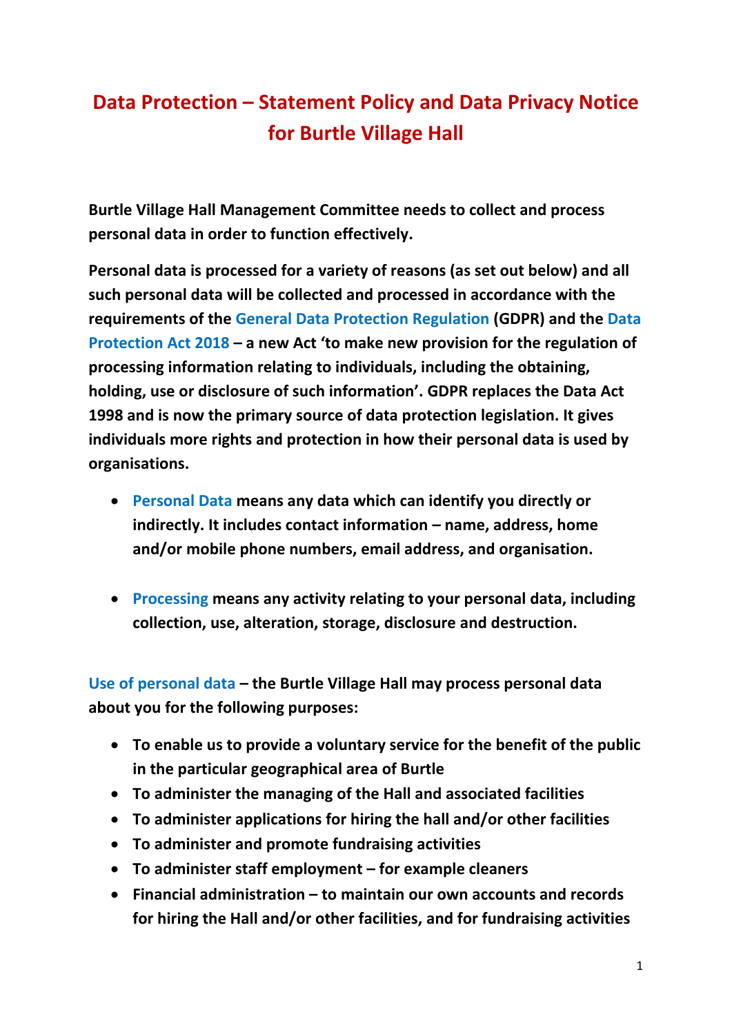# Data Protection – Statement Policy and Data Privacy Notice for Burtle Village Hall

**Burtle Village Hall Management Committee needs to collect and process personal data in order to function effectively.**

**Personal data is processed for a variety of reasons (as set out below) and all such personal data will be collected and processed in accordance with the requirements of the General Data Protection Regulation (GDPR) and the Data Protection Act 2018 – a new Act 'to make new provision for the regulation of processing information relating to individuals, including the obtaining, holding, use or disclosure of such information'. GDPR replaces the Data Act 1998 and is now the primary source of data protection legislation. It gives individuals more rights and protection in how their personal data is used by organisations.**

- **Personal Data means any data which can identify you directly or indirectly. It includes contact information – name, address, home and/or mobile phone numbers, email address, and organisation.**

- **Processing means any activity relating to your personal data, including collection, use, alteration, storage, disclosure and destruction.**

**Use of personal data – the Burtle Village Hall may process personal data about you for the following purposes:**

- **To enable us to provide a voluntary service for the benefit of the public in the particular geographical area of Burtle**
- **To administer the managing of the Hall and associated facilities**
- **To administer applications for hiring the hall and/or other facilities**
- **To administer and promote fundraising activities**
- **To administer staff employment – for example cleaners**
- **Financial administration – to maintain our own accounts and records for hiring the Hall and/or other facilities, and for fundraising activities**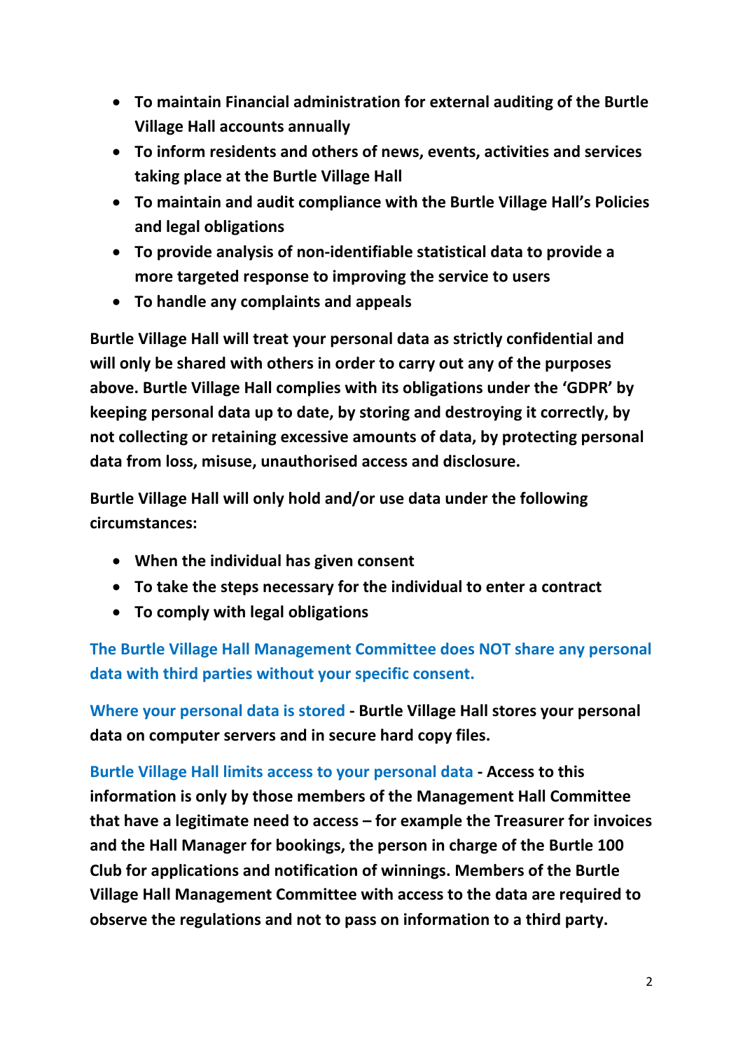- **To maintain Financial administration for external auditing of the Burtle Village Hall accounts annually**
- **To inform residents and others of news, events, activities and services taking place at the Burtle Village Hall**
- **To maintain and audit compliance with the Burtle Village Hall's Policies and legal obligations**
- **To provide analysis of non-identifiable statistical data to provide a more targeted response to improving the service to users**
- **To handle any complaints and appeals**

**Burtle Village Hall will treat your personal data as strictly confidential and will only be shared with others in order to carry out any of the purposes above. Burtle Village Hall complies with its obligations under the 'GDPR' by keeping personal data up to date, by storing and destroying it correctly, by not collecting or retaining excessive amounts of data, by protecting personal data from loss, misuse, unauthorised access and disclosure.**

**Burtle Village Hall will only hold and/or use data under the following circumstances:**

- **When the individual has given consent**
- **To take the steps necessary for the individual to enter a contract**
- **To comply with legal obligations**

**The Burtle Village Hall Management Committee does NOT share any personal data with third parties without your specific consent.**

**Where your personal data is stored - Burtle Village Hall stores your personal data on computer servers and in secure hard copy files.**

**Burtle Village Hall limits access to your personal data - Access to this information is only by those members of the Management Hall Committee that have a legitimate need to access – for example the Treasurer for invoices and the Hall Manager for bookings, the person in charge of the Burtle 100 Club for applications and notification of winnings. Members of the Burtle Village Hall Management Committee with access to the data are required to observe the regulations and not to pass on information to a third party.**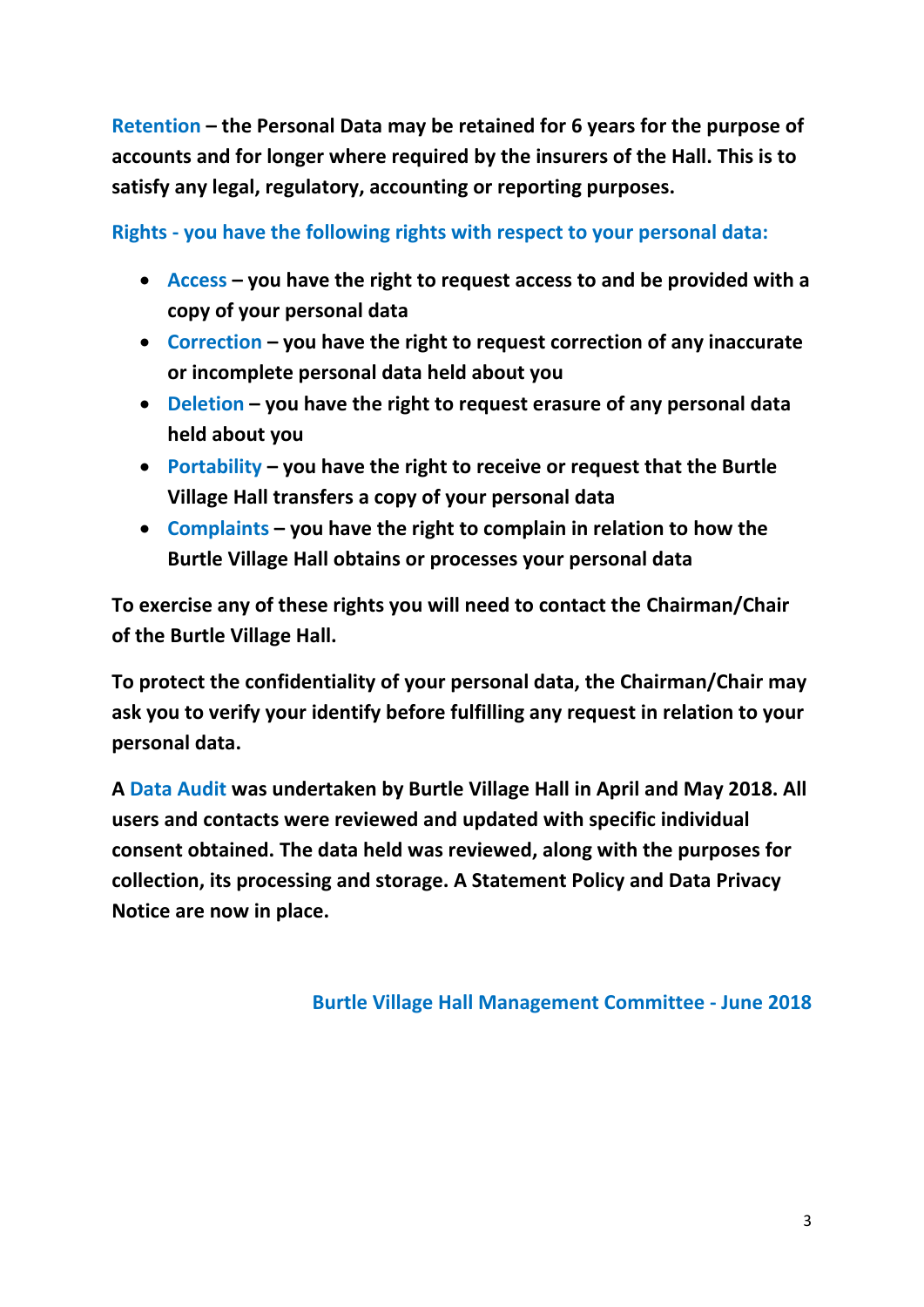**Retention – the Personal Data may be retained for 6 years for the purpose of accounts and for longer where required by the insurers of the Hall. This is to satisfy any legal, regulatory, accounting or reporting purposes.**

**Rights - you have the following rights with respect to your personal data:**

- **Access – you have the right to request access to and be provided with a copy of your personal data**
- **Correction – you have the right to request correction of any inaccurate or incomplete personal data held about you**
- **Deletion – you have the right to request erasure of any personal data held about you**
- **Portability – you have the right to receive or request that the Burtle Village Hall transfers a copy of your personal data**
- **Complaints – you have the right to complain in relation to how the Burtle Village Hall obtains or processes your personal data**

**To exercise any of these rights you will need to contact the Chairman/Chair of the Burtle Village Hall.**

**To protect the confidentiality of your personal data, the Chairman/Chair may ask you to verify your identify before fulfilling any request in relation to your personal data.**

**A Data Audit was undertaken by Burtle Village Hall in April and May 2018. All users and contacts were reviewed and updated with specific individual consent obtained. The data held was reviewed, along with the purposes for collection, its processing and storage. A Statement Policy and Data Privacy Notice are now in place.**

**Burtle Village Hall Management Committee - June 2018**